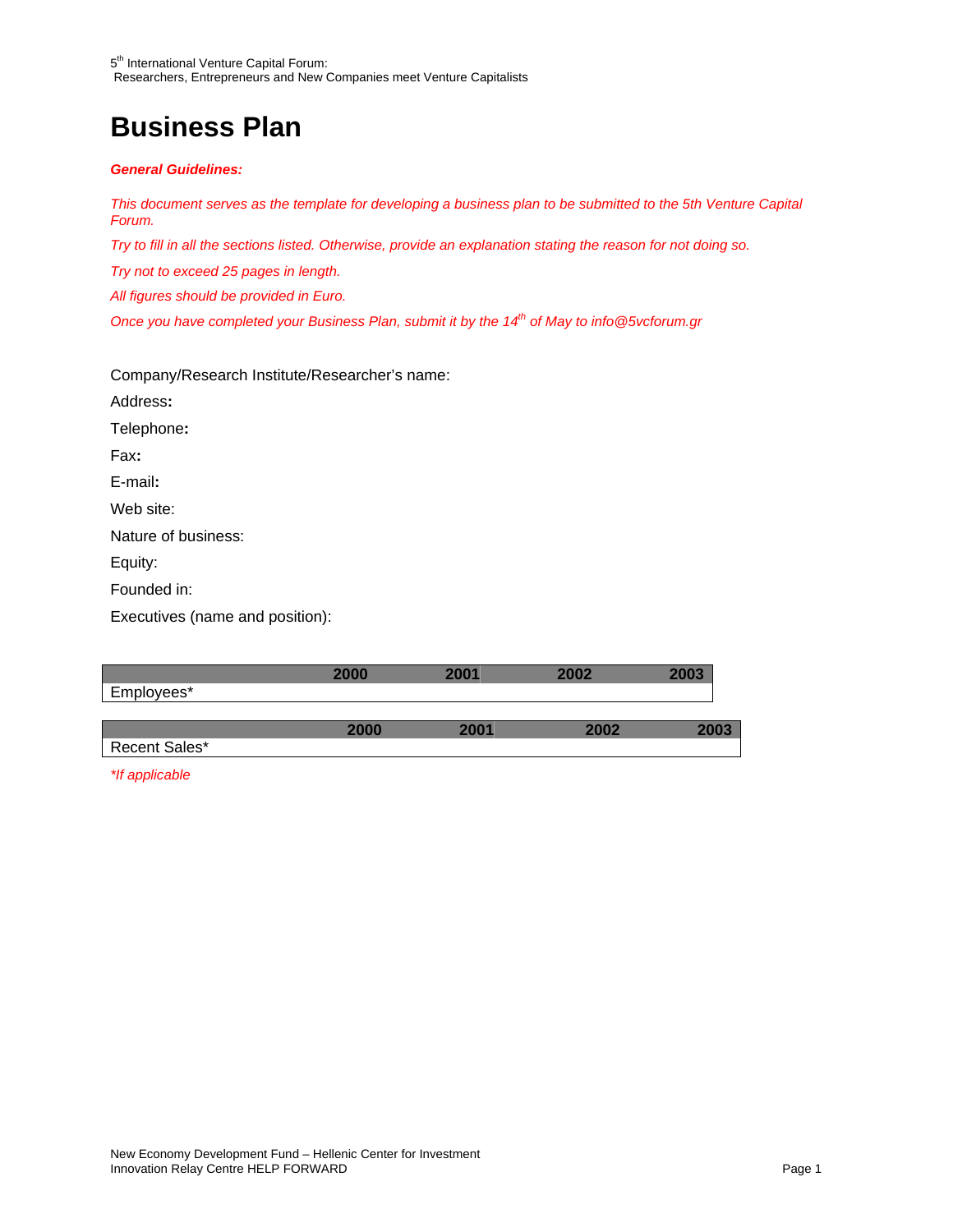# Business Plan

***General Guidelines:***

*This document serves as the template for developing a business plan to be submitted to the 5th Venture Capital Forum.*

*Try to fill in all the sections listed. Otherwise, provide an explanation stating the reason for not doing so.*

*Try not to exceed 25 pages in length.*

*All figures should be provided in Euro.*

*Once you have completed your Business Plan, submit it by the 14th of May to info@5vcforum.gr*

Company/Research Institute/Researcher's name:

Address**:**

Telephone**:**

Fax**:**

E-mail**:**

Web site:

Nature of business:

Equity:

Founded in:

Executives (name and position):

| | 2000 | 2001 | 2002 | 2003 |
|---|---|---|---|---|
| Employees* | | | | |

| | 2000 | 2001 | 2002 | 2003 |
|---|---|---|---|---|
| Recent Sales* | | | | |

*\*If applicable*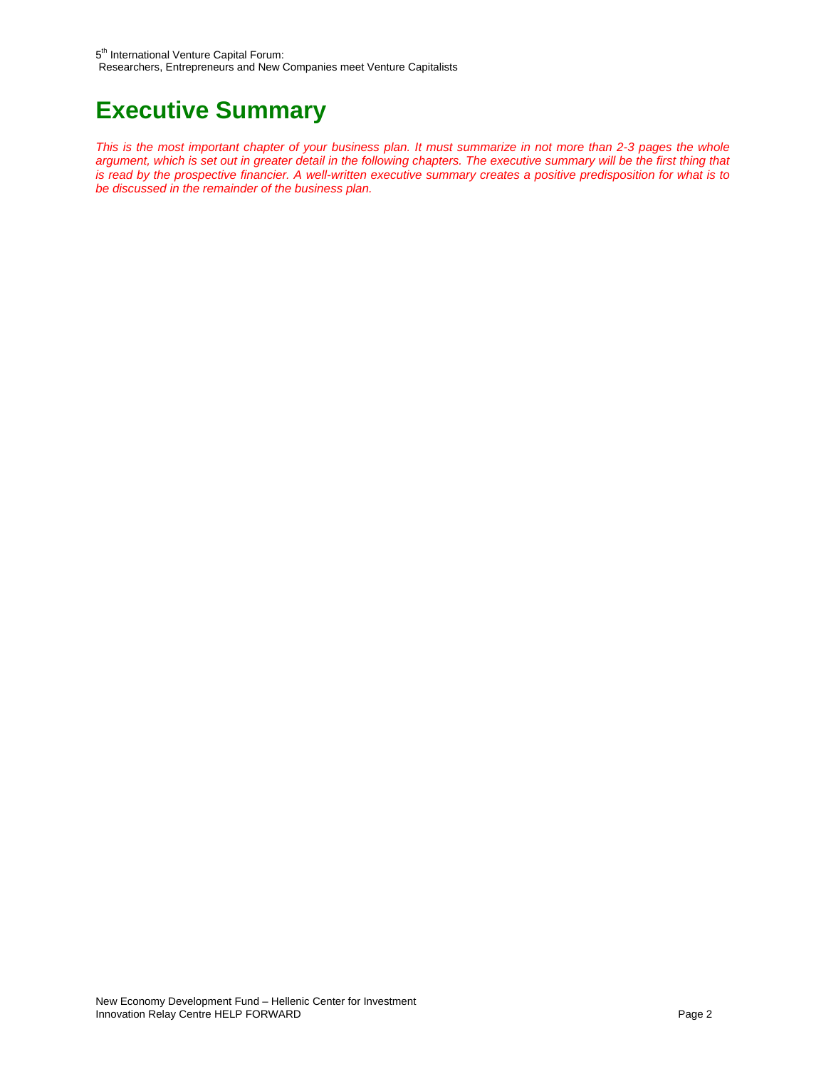# Executive Summary

*This is the most important chapter of your business plan. It must summarize in not more than 2-3 pages the whole argument, which is set out in greater detail in the following chapters. The executive summary will be the first thing that is read by the prospective financier. A well-written executive summary creates a positive predisposition for what is to be discussed in the remainder of the business plan.*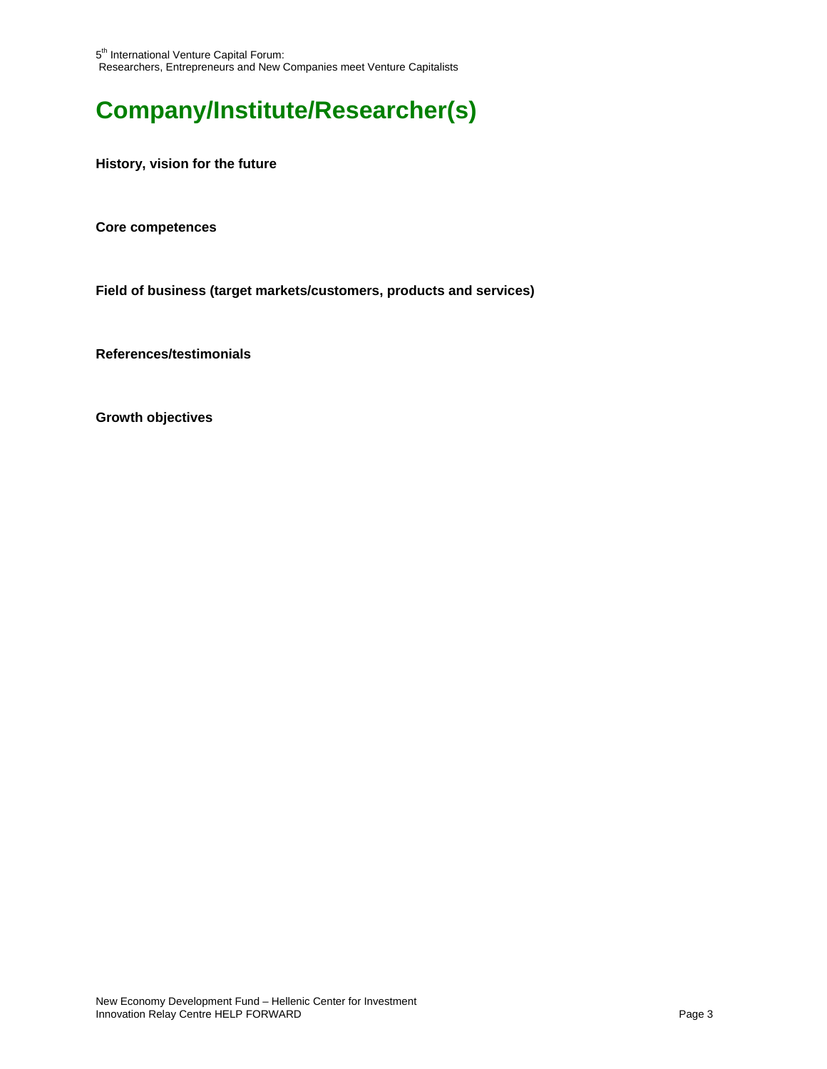# Company/Institute/Researcher(s)

**History, vision for the future**

**Core competences**

**Field of business (target markets/customers, products and services)**

**References/testimonials**

**Growth objectives**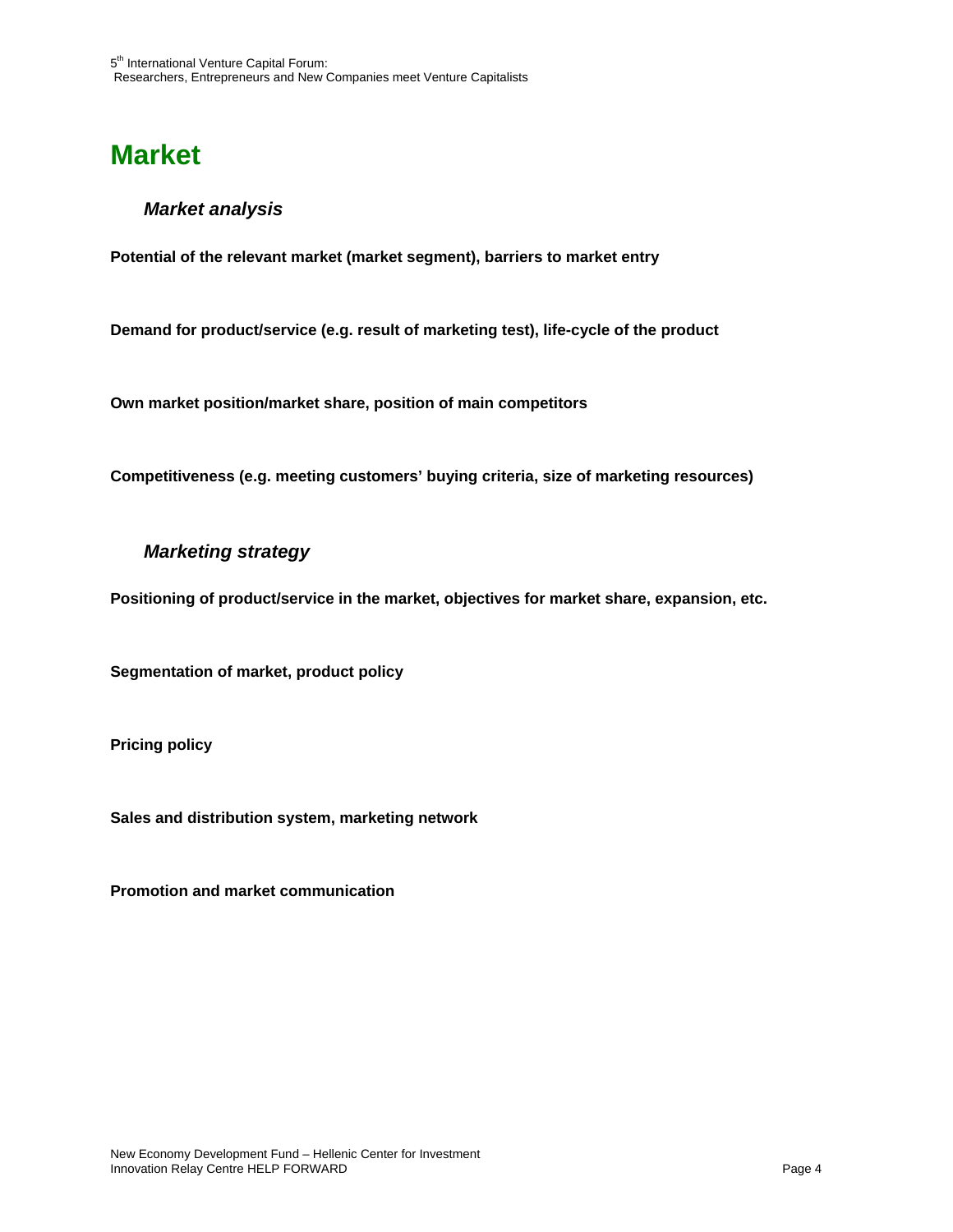# Market

## *Market analysis*

**Potential of the relevant market (market segment), barriers to market entry**

**Demand for product/service (e.g. result of marketing test), life-cycle of the product**

**Own market position/market share, position of main competitors**

**Competitiveness (e.g. meeting customers' buying criteria, size of marketing resources)**

## *Marketing strategy*

**Positioning of product/service in the market, objectives for market share, expansion, etc.**

**Segmentation of market, product policy**

**Pricing policy**

**Sales and distribution system, marketing network**

**Promotion and market communication**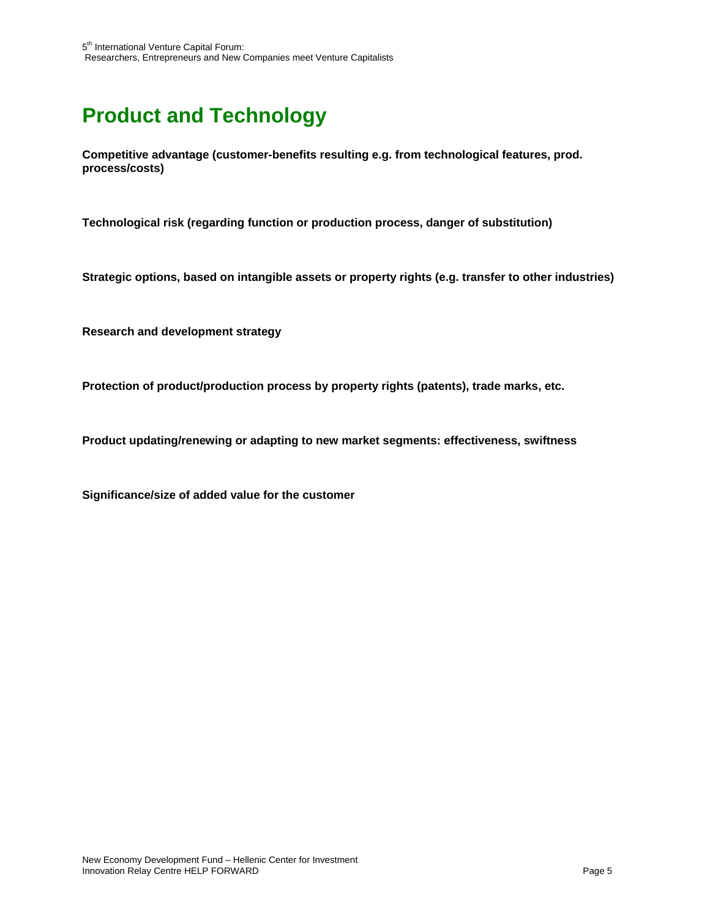# Product and Technology

**Competitive advantage (customer-benefits resulting e.g. from technological features, prod. process/costs)**

**Technological risk (regarding function or production process, danger of substitution)**

**Strategic options, based on intangible assets or property rights (e.g. transfer to other industries)**

**Research and development strategy**

**Protection of product/production process by property rights (patents), trade marks, etc.**

**Product updating/renewing or adapting to new market segments: effectiveness, swiftness**

**Significance/size of added value for the customer**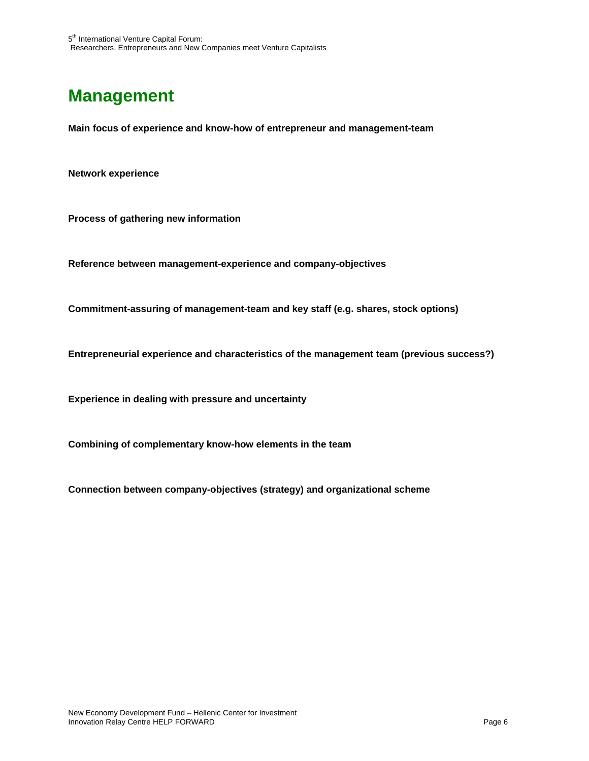# Management

**Main focus of experience and know-how of entrepreneur and management-team**

**Network experience**

**Process of gathering new information**

**Reference between management-experience and company-objectives**

**Commitment-assuring of management-team and key staff (e.g. shares, stock options)**

**Entrepreneurial experience and characteristics of the management team (previous success?)**

**Experience in dealing with pressure and uncertainty**

**Combining of complementary know-how elements in the team**

**Connection between company-objectives (strategy) and organizational scheme**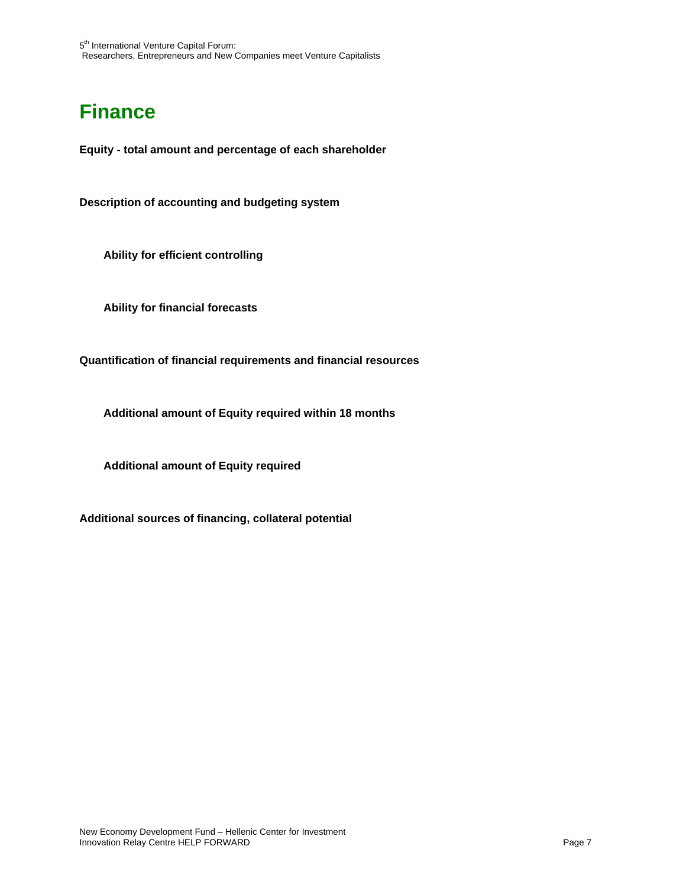# Finance

**Equity - total amount and percentage of each shareholder**

**Description of accounting and budgeting system**

**Ability for efficient controlling**

**Ability for financial forecasts**

**Quantification of financial requirements and financial resources**

**Additional amount of Equity required within 18 months**

**Additional amount of Equity required**

**Additional sources of financing, collateral potential**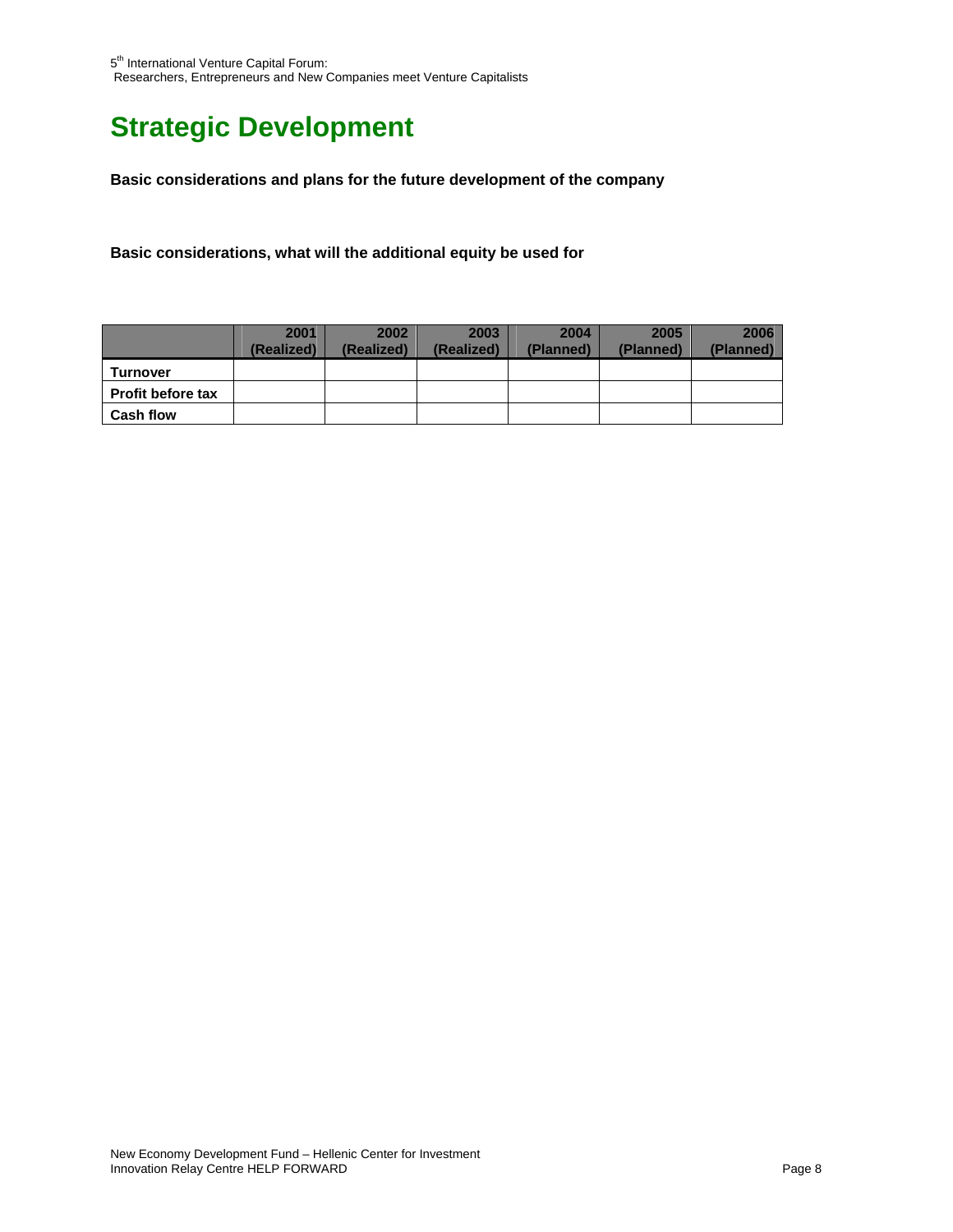# Strategic Development

**Basic considerations and plans for the future development of the company**

**Basic considerations, what will the additional equity be used for**

| | 2001 (Realized) | 2002 (Realized) | 2003 (Realized) | 2004 (Planned) | 2005 (Planned) | 2006 (Planned) |
|---|---|---|---|---|---|---|
| **Turnover** | | | | | | |
| **Profit before tax** | | | | | | |
| **Cash flow** | | | | | | |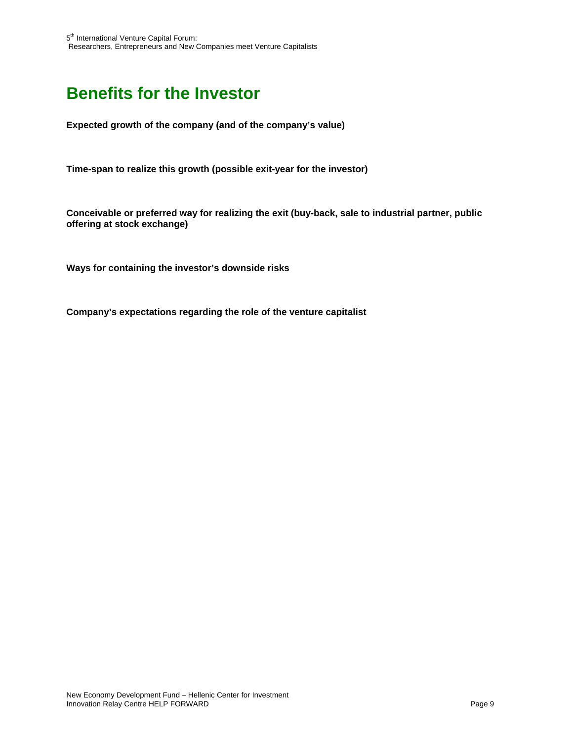# Benefits for the Investor

**Expected growth of the company (and of the company's value)**

**Time-span to realize this growth (possible exit-year for the investor)**

**Conceivable or preferred way for realizing the exit (buy-back, sale to industrial partner, public offering at stock exchange)**

**Ways for containing the investor's downside risks**

**Company's expectations regarding the role of the venture capitalist**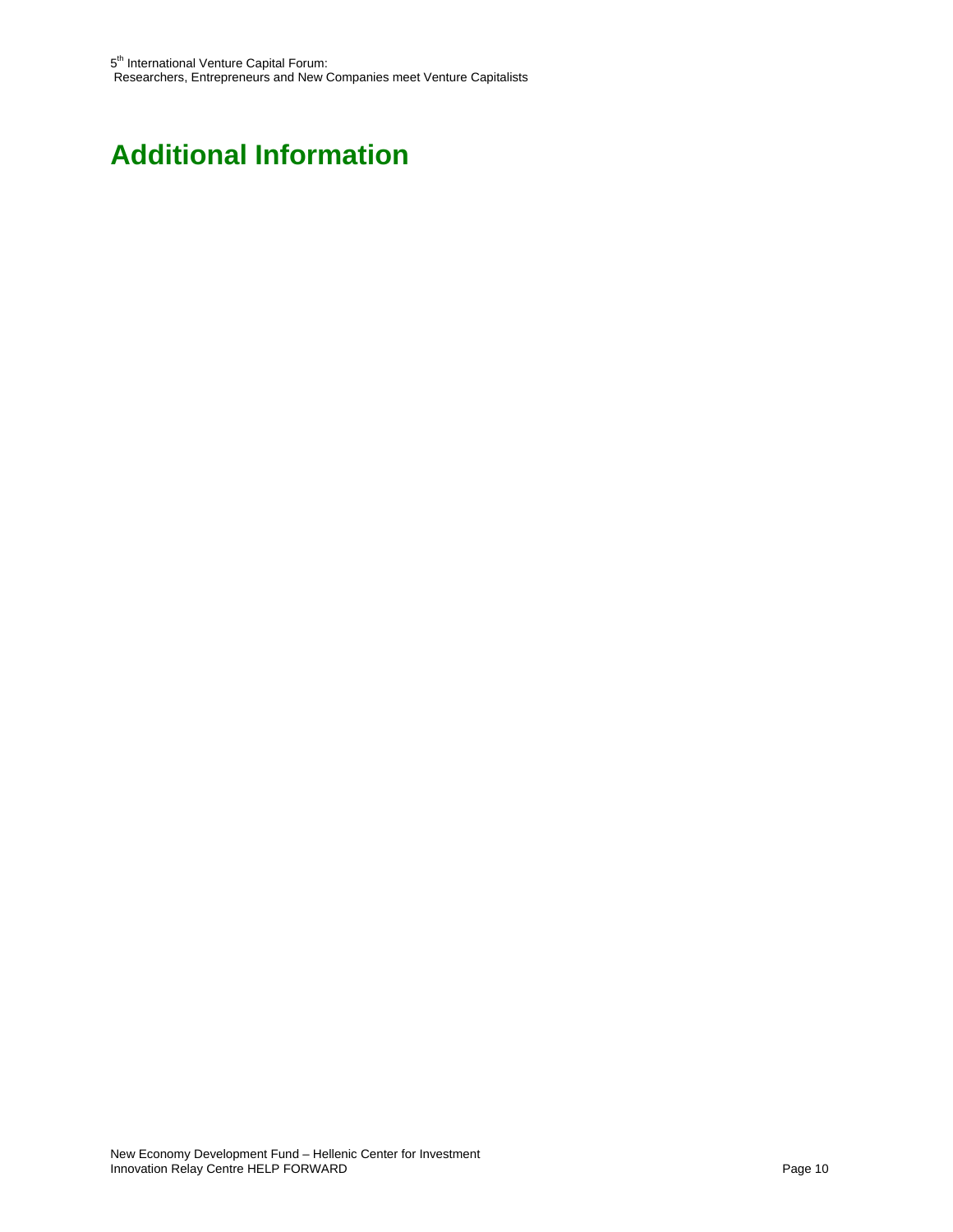# Additional Information